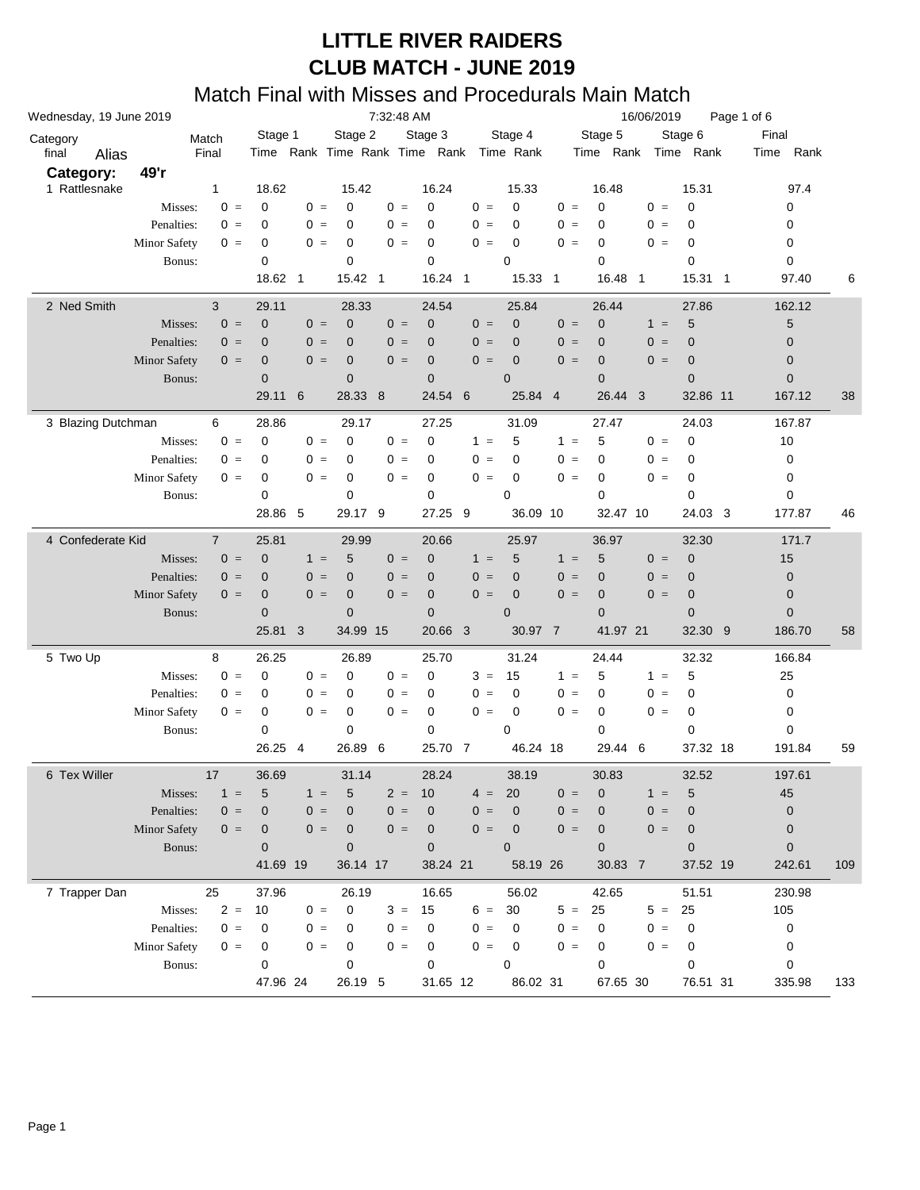# LITTLE RIVER RAIDERS
# CLUB MATCH - JUNE 2019
## Match Final with Misses and Procedurals Main Match

Wednesday, 19 June 2019 7:32:48 AM 16/06/2019

| Category final | Alias | | Match Final | | Stage 1 Time | Rank | | Stage 2 Time | Rank | | Stage 3 Time | Rank | | Stage 4 Time | Rank | | Stage 5 Time | Rank | | Stage 6 Time | Rank | Final Time | Rank |
|---|---|---|---|---|---|---|---|---|---|---|---|---|---|---|---|---|---|---|---|---|---|---|---|
| **Category:** | **49'r** | | | | | | | | | | | | | | | | | | | | | | |
| 1 | Rattlesnake | | 1 | | 18.62 | | | 15.42 | | | 16.24 | | | 15.33 | | | 16.48 | | | 15.31 | | 97.4 | |
| | | Misses: | 0 = | | 0 | | 0 = | 0 | | 0 = | 0 | | 0 = | 0 | | 0 = | 0 | | 0 = | 0 | | 0 | |
| | | Penalties: | 0 = | | 0 | | 0 = | 0 | | 0 = | 0 | | 0 = | 0 | | 0 = | 0 | | 0 = | 0 | | 0 | |
| | | Minor Safety | 0 = | | 0 | | 0 = | 0 | | 0 = | 0 | | 0 = | 0 | | 0 = | 0 | | 0 = | 0 | | 0 | |
| | | Bonus: | | | 0 | | | 0 | | | 0 | | | 0 | | | 0 | | | 0 | | 0 | |
| | | | | | 18.62 | 1 | | 15.42 | 1 | | 16.24 | 1 | | 15.33 | 1 | | 16.48 | 1 | | 15.31 | 1 | 97.40 | 6 |
| 2 | Ned Smith | | 3 | | 29.11 | | | 28.33 | | | 24.54 | | | 25.84 | | | 26.44 | | | 27.86 | | 162.12 | |
| | | Misses: | 0 = | | 0 | | 0 = | 0 | | 0 = | 0 | | 0 = | 0 | | 0 = | 0 | | 1 = | 5 | | 5 | |
| | | Penalties: | 0 = | | 0 | | 0 = | 0 | | 0 = | 0 | | 0 = | 0 | | 0 = | 0 | | 0 = | 0 | | 0 | |
| | | Minor Safety | 0 = | | 0 | | 0 = | 0 | | 0 = | 0 | | 0 = | 0 | | 0 = | 0 | | 0 = | 0 | | 0 | |
| | | Bonus: | | | 0 | | | 0 | | | 0 | | | 0 | | | 0 | | | 0 | | 0 | |
| | | | | | 29.11 | 6 | | 28.33 | 8 | | 24.54 | 6 | | 25.84 | 4 | | 26.44 | 3 | | 32.86 | 11 | 167.12 | 38 |
| 3 | Blazing Dutchman | | 6 | | 28.86 | | | 29.17 | | | 27.25 | | | 31.09 | | | 27.47 | | | 24.03 | | 167.87 | |
| | | Misses: | 0 = | | 0 | | 0 = | 0 | | 0 = | 0 | | 1 = | 5 | | 1 = | 5 | | 0 = | 0 | | 10 | |
| | | Penalties: | 0 = | | 0 | | 0 = | 0 | | 0 = | 0 | | 0 = | 0 | | 0 = | 0 | | 0 = | 0 | | 0 | |
| | | Minor Safety | 0 = | | 0 | | 0 = | 0 | | 0 = | 0 | | 0 = | 0 | | 0 = | 0 | | 0 = | 0 | | 0 | |
| | | Bonus: | | | 0 | | | 0 | | | 0 | | | 0 | | | 0 | | | 0 | | 0 | |
| | | | | | 28.86 | 5 | | 29.17 | 9 | | 27.25 | 9 | | 36.09 | 10 | | 32.47 | 10 | | 24.03 | 3 | 177.87 | 46 |
| 4 | Confederate Kid | | 7 | | 25.81 | | | 29.99 | | | 20.66 | | | 25.97 | | | 36.97 | | | 32.30 | | 171.7 | |
| | | Misses: | 0 = | | 0 | | 1 = | 5 | | 0 = | 0 | | 1 = | 5 | | 1 = | 5 | | 0 = | 0 | | 15 | |
| | | Penalties: | 0 = | | 0 | | 0 = | 0 | | 0 = | 0 | | 0 = | 0 | | 0 = | 0 | | 0 = | 0 | | 0 | |
| | | Minor Safety | 0 = | | 0 | | 0 = | 0 | | 0 = | 0 | | 0 = | 0 | | 0 = | 0 | | 0 = | 0 | | 0 | |
| | | Bonus: | | | 0 | | | 0 | | | 0 | | | 0 | | | 0 | | | 0 | | 0 | |
| | | | | | 25.81 | 3 | | 34.99 | 15 | | 20.66 | 3 | | 30.97 | 7 | | 41.97 | 21 | | 32.30 | 9 | 186.70 | 58 |
| 5 | Two Up | | 8 | | 26.25 | | | 26.89 | | | 25.70 | | | 31.24 | | | 24.44 | | | 32.32 | | 166.84 | |
| | | Misses: | 0 = | | 0 | | 0 = | 0 | | 0 = | 0 | | 3 = | 15 | | 1 = | 5 | | 1 = | 5 | | 25 | |
| | | Penalties: | 0 = | | 0 | | 0 = | 0 | | 0 = | 0 | | 0 = | 0 | | 0 = | 0 | | 0 = | 0 | | 0 | |
| | | Minor Safety | 0 = | | 0 | | 0 = | 0 | | 0 = | 0 | | 0 = | 0 | | 0 = | 0 | | 0 = | 0 | | 0 | |
| | | Bonus: | | | 0 | | | 0 | | | 0 | | | 0 | | | 0 | | | 0 | | 0 | |
| | | | | | 26.25 | 4 | | 26.89 | 6 | | 25.70 | 7 | | 46.24 | 18 | | 29.44 | 6 | | 37.32 | 18 | 191.84 | 59 |
| 6 | Tex Willer | | 17 | | 36.69 | | | 31.14 | | | 28.24 | | | 38.19 | | | 30.83 | | | 32.52 | | 197.61 | |
| | | Misses: | 1 = | | 5 | | 1 = | 5 | | 2 = | 10 | | 4 = | 20 | | 0 = | 0 | | 1 = | 5 | | 45 | |
| | | Penalties: | 0 = | | 0 | | 0 = | 0 | | 0 = | 0 | | 0 = | 0 | | 0 = | 0 | | 0 = | 0 | | 0 | |
| | | Minor Safety | 0 = | | 0 | | 0 = | 0 | | 0 = | 0 | | 0 = | 0 | | 0 = | 0 | | 0 = | 0 | | 0 | |
| | | Bonus: | | | 0 | | | 0 | | | 0 | | | 0 | | | 0 | | | 0 | | 0 | |
| | | | | | 41.69 | 19 | | 36.14 | 17 | | 38.24 | 21 | | 58.19 | 26 | | 30.83 | 7 | | 37.52 | 19 | 242.61 | 109 |
| 7 | Trapper Dan | | 25 | | 37.96 | | | 26.19 | | | 16.65 | | | 56.02 | | | 42.65 | | | 51.51 | | 230.98 | |
| | | Misses: | 2 = | | 10 | | 0 = | 0 | | 3 = | 15 | | 6 = | 30 | | 5 = | 25 | | 5 = | 25 | | 105 | |
| | | Penalties: | 0 = | | 0 | | 0 = | 0 | | 0 = | 0 | | 0 = | 0 | | 0 = | 0 | | 0 = | 0 | | 0 | |
| | | Minor Safety | 0 = | | 0 | | 0 = | 0 | | 0 = | 0 | | 0 = | 0 | | 0 = | 0 | | 0 = | 0 | | 0 | |
| | | Bonus: | | | 0 | | | 0 | | | 0 | | | 0 | | | 0 | | | 0 | | 0 | |
| | | | | | 47.96 | 24 | | 26.19 | 5 | | 31.65 | 12 | | 86.02 | 31 | | 67.65 | 30 | | 76.51 | 31 | 335.98 | 133 |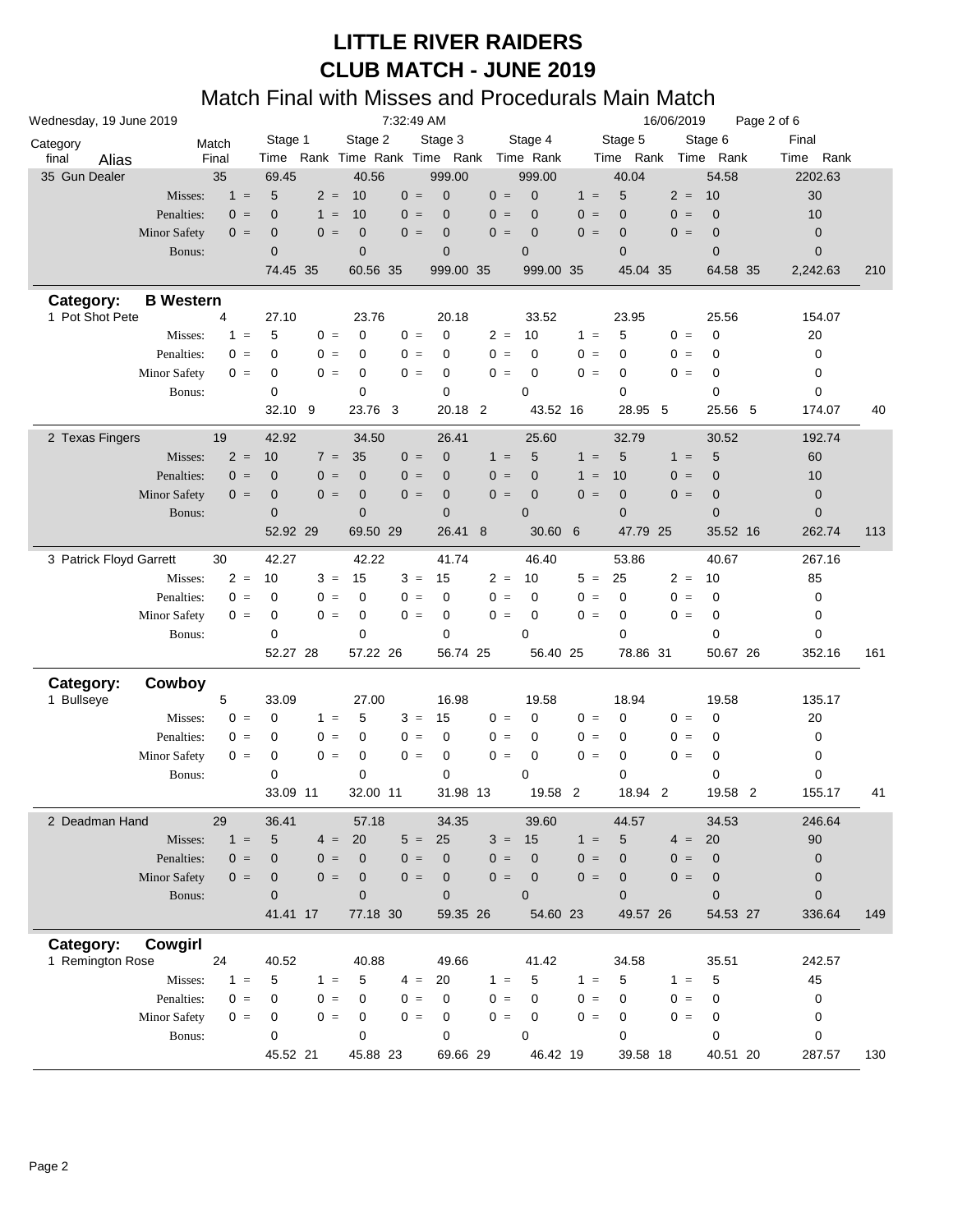# LITTLE RIVER RAIDERS
# CLUB MATCH - JUNE 2019
## Match Final with Misses and Procedurals Main Match

Wednesday, 19 June 2019 — 7:32:49 AM — 16/06/2019

| Category final | Alias | | Match Final | Stage 1 Time | Rank | | Stage 2 Time | Rank | | Stage 3 Time | Rank | | Stage 4 Time | Rank | | Stage 5 Time | Rank | | Stage 6 Time | Rank | Final Time | Rank |
|---|---|---|---|---|---|---|---|---|---|---|---|---|---|---|---|---|---|---|---|---|---|---|---|
| 35 | Gun Dealer | | 35 | 69.45 | | | 40.56 | | | 999.00 | | | 999.00 | | | 40.04 | | | 54.58 | | 2202.63 | |
| | | Misses: | 1 = | 5 | | 2 = | 10 | | 0 = | 0 | | 0 = | 0 | | 1 = | 5 | | 2 = | 10 | | 30 | |
| | | Penalties: | 0 = | 0 | | 1 = | 10 | | 0 = | 0 | | 0 = | 0 | | 0 = | 0 | | 0 = | 0 | | 10 | |
| | | Minor Safety | 0 = | 0 | | 0 = | 0 | | 0 = | 0 | | 0 = | 0 | | 0 = | 0 | | 0 = | 0 | | 0 | |
| | | Bonus: | | 0 | | | 0 | | | 0 | | | 0 | | | 0 | | | 0 | | 0 | |
| | | | | 74.45 | 35 | | 60.56 | 35 | | 999.00 | 35 | | 999.00 | 35 | | 45.04 | 35 | | 64.58 | 35 | 2,242.63 | 210 |
| **Category: B Western** | | | | | | | | | | | | | | | | | | | | | | |
| 1 | Pot Shot Pete | | 4 | 27.10 | | | 23.76 | | | 20.18 | | | 33.52 | | | 23.95 | | | 25.56 | | 154.07 | |
| | | Misses: | 1 = | 5 | | 0 = | 0 | | 0 = | 0 | | 2 = | 10 | | 1 = | 5 | | 0 = | 0 | | 20 | |
| | | Penalties: | 0 = | 0 | | 0 = | 0 | | 0 = | 0 | | 0 = | 0 | | 0 = | 0 | | 0 = | 0 | | 0 | |
| | | Minor Safety | 0 = | 0 | | 0 = | 0 | | 0 = | 0 | | 0 = | 0 | | 0 = | 0 | | 0 = | 0 | | 0 | |
| | | Bonus: | | 0 | | | 0 | | | 0 | | | 0 | | | 0 | | | 0 | | 0 | |
| | | | | 32.10 | 9 | | 23.76 | 3 | | 20.18 | 2 | | 43.52 | 16 | | 28.95 | 5 | | 25.56 | 5 | 174.07 | 40 |
| 2 | Texas Fingers | | 19 | 42.92 | | | 34.50 | | | 26.41 | | | 25.60 | | | 32.79 | | | 30.52 | | 192.74 | |
| | | Misses: | 2 = | 10 | | 7 = | 35 | | 0 = | 0 | | 1 = | 5 | | 1 = | 5 | | 1 = | 5 | | 60 | |
| | | Penalties: | 0 = | 0 | | 0 = | 0 | | 0 = | 0 | | 0 = | 0 | | 1 = | 10 | | 0 = | 0 | | 10 | |
| | | Minor Safety | 0 = | 0 | | 0 = | 0 | | 0 = | 0 | | 0 = | 0 | | 0 = | 0 | | 0 = | 0 | | 0 | |
| | | Bonus: | | 0 | | | 0 | | | 0 | | | 0 | | | 0 | | | 0 | | 0 | |
| | | | | 52.92 | 29 | | 69.50 | 29 | | 26.41 | 8 | | 30.60 | 6 | | 47.79 | 25 | | 35.52 | 16 | 262.74 | 113 |
| 3 | Patrick Floyd Garrett | | 30 | 42.27 | | | 42.22 | | | 41.74 | | | 46.40 | | | 53.86 | | | 40.67 | | 267.16 | |
| | | Misses: | 2 = | 10 | | 3 = | 15 | | 3 = | 15 | | 2 = | 10 | | 5 = | 25 | | 2 = | 10 | | 85 | |
| | | Penalties: | 0 = | 0 | | 0 = | 0 | | 0 = | 0 | | 0 = | 0 | | 0 = | 0 | | 0 = | 0 | | 0 | |
| | | Minor Safety | 0 = | 0 | | 0 = | 0 | | 0 = | 0 | | 0 = | 0 | | 0 = | 0 | | 0 = | 0 | | 0 | |
| | | Bonus: | | 0 | | | 0 | | | 0 | | | 0 | | | 0 | | | 0 | | 0 | |
| | | | | 52.27 | 28 | | 57.22 | 26 | | 56.74 | 25 | | 56.40 | 25 | | 78.86 | 31 | | 50.67 | 26 | 352.16 | 161 |
| **Category: Cowboy** | | | | | | | | | | | | | | | | | | | | | | |
| 1 | Bullseye | | 5 | 33.09 | | | 27.00 | | | 16.98 | | | 19.58 | | | 18.94 | | | 19.58 | | 135.17 | |
| | | Misses: | 0 = | 0 | | 1 = | 5 | | 3 = | 15 | | 0 = | 0 | | 0 = | 0 | | 0 = | 0 | | 20 | |
| | | Penalties: | 0 = | 0 | | 0 = | 0 | | 0 = | 0 | | 0 = | 0 | | 0 = | 0 | | 0 = | 0 | | 0 | |
| | | Minor Safety | 0 = | 0 | | 0 = | 0 | | 0 = | 0 | | 0 = | 0 | | 0 = | 0 | | 0 = | 0 | | 0 | |
| | | Bonus: | | 0 | | | 0 | | | 0 | | | 0 | | | 0 | | | 0 | | 0 | |
| | | | | 33.09 | 11 | | 32.00 | 11 | | 31.98 | 13 | | 19.58 | 2 | | 18.94 | 2 | | 19.58 | 2 | 155.17 | 41 |
| 2 | Deadman Hand | | 29 | 36.41 | | | 57.18 | | | 34.35 | | | 39.60 | | | 44.57 | | | 34.53 | | 246.64 | |
| | | Misses: | 1 = | 5 | | 4 = | 20 | | 5 = | 25 | | 3 = | 15 | | 1 = | 5 | | 4 = | 20 | | 90 | |
| | | Penalties: | 0 = | 0 | | 0 = | 0 | | 0 = | 0 | | 0 = | 0 | | 0 = | 0 | | 0 = | 0 | | 0 | |
| | | Minor Safety | 0 = | 0 | | 0 = | 0 | | 0 = | 0 | | 0 = | 0 | | 0 = | 0 | | 0 = | 0 | | 0 | |
| | | Bonus: | | 0 | | | 0 | | | 0 | | | 0 | | | 0 | | | 0 | | 0 | |
| | | | | 41.41 | 17 | | 77.18 | 30 | | 59.35 | 26 | | 54.60 | 23 | | 49.57 | 26 | | 54.53 | 27 | 336.64 | 149 |
| **Category: Cowgirl** | | | | | | | | | | | | | | | | | | | | | | |
| 1 | Remington Rose | | 24 | 40.52 | | | 40.88 | | | 49.66 | | | 41.42 | | | 34.58 | | | 35.51 | | 242.57 | |
| | | Misses: | 1 = | 5 | | 1 = | 5 | | 4 = | 20 | | 1 = | 5 | | 1 = | 5 | | 1 = | 5 | | 45 | |
| | | Penalties: | 0 = | 0 | | 0 = | 0 | | 0 = | 0 | | 0 = | 0 | | 0 = | 0 | | 0 = | 0 | | 0 | |
| | | Minor Safety | 0 = | 0 | | 0 = | 0 | | 0 = | 0 | | 0 = | 0 | | 0 = | 0 | | 0 = | 0 | | 0 | |
| | | Bonus: | | 0 | | | 0 | | | 0 | | | 0 | | | 0 | | | 0 | | 0 | |
| | | | | 45.52 | 21 | | 45.88 | 23 | | 69.66 | 29 | | 46.42 | 19 | | 39.58 | 18 | | 40.51 | 20 | 287.57 | 130 |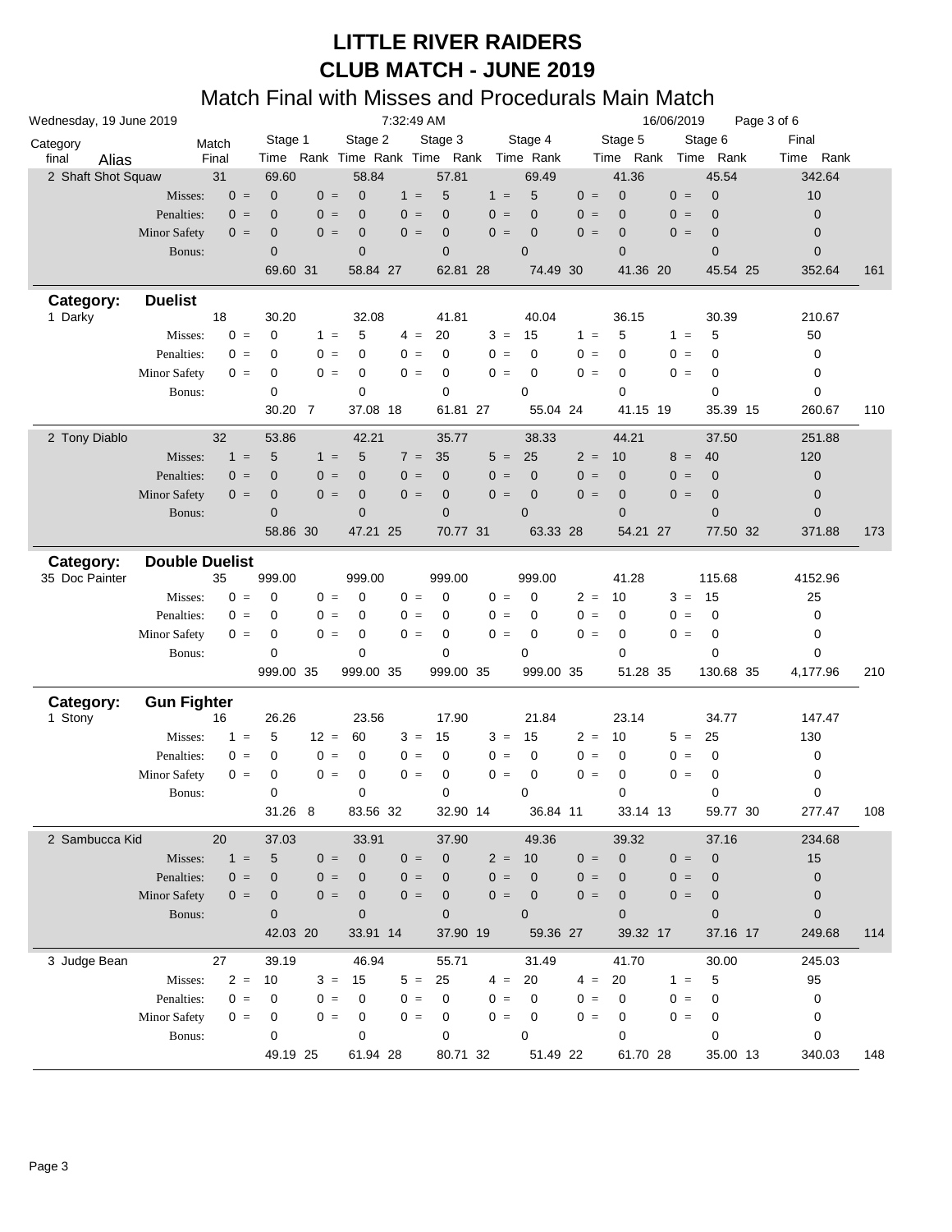# LITTLE RIVER RAIDERS
# CLUB MATCH - JUNE 2019
## Match Final with Misses and Procedurals Main Match

Wednesday, 19 June 2019 | 7:32:49 AM | 16/06/2019

| Category final | Alias | Match Final | Stage 1 Time | Rank | Stage 2 Time | Rank | Stage 3 Time | Rank | Stage 4 Time | Rank | Stage 5 Time | Rank | Stage 6 Time | Rank | Final Time | Rank |
|---|---|---|---|---|---|---|---|---|---|---|---|---|---|---|---|---|
| 2 | Shaft Shot Squaw | 31 | 69.60 | | 58.84 | | 57.81 | | 69.49 | | 41.36 | | 45.54 | | 342.64 | |
| | Misses: | 0 = | 0 | 0 = | 0 | 1 = | 5 | 1 = | 5 | 0 = | 0 | 0 = | 0 | | 10 | |
| | Penalties: | 0 = | 0 | 0 = | 0 | 0 = | 0 | 0 = | 0 | 0 = | 0 | 0 = | 0 | | 0 | |
| | Minor Safety | 0 = | 0 | 0 = | 0 | 0 = | 0 | 0 = | 0 | 0 = | 0 | 0 = | 0 | | 0 | |
| | Bonus: | | 0 | | 0 | | 0 | | 0 | | 0 | | 0 | | 0 | |
| | | | 69.60 | 31 | 58.84 | 27 | 62.81 | 28 | 74.49 | 30 | 41.36 | 20 | 45.54 | 25 | 352.64 | 161 |
| **Category:** | **Duelist** | | | | | | | | | | | | | | | |
| 1 | Darky | 18 | 30.20 | | 32.08 | | 41.81 | | 40.04 | | 36.15 | | 30.39 | | 210.67 | |
| | Misses: | 0 = | 0 | 1 = | 5 | 4 = | 20 | 3 = | 15 | 1 = | 5 | 1 = | 5 | | 50 | |
| | Penalties: | 0 = | 0 | 0 = | 0 | 0 = | 0 | 0 = | 0 | 0 = | 0 | 0 = | 0 | | 0 | |
| | Minor Safety | 0 = | 0 | 0 = | 0 | 0 = | 0 | 0 = | 0 | 0 = | 0 | 0 = | 0 | | 0 | |
| | Bonus: | | 0 | | 0 | | 0 | | 0 | | 0 | | 0 | | 0 | |
| | | | 30.20 | 7 | 37.08 | 18 | 61.81 | 27 | 55.04 | 24 | 41.15 | 19 | 35.39 | 15 | 260.67 | 110 |
| 2 | Tony Diablo | 32 | 53.86 | | 42.21 | | 35.77 | | 38.33 | | 44.21 | | 37.50 | | 251.88 | |
| | Misses: | 1 = | 5 | 1 = | 5 | 7 = | 35 | 5 = | 25 | 2 = | 10 | 8 = | 40 | | 120 | |
| | Penalties: | 0 = | 0 | 0 = | 0 | 0 = | 0 | 0 = | 0 | 0 = | 0 | 0 = | 0 | | 0 | |
| | Minor Safety | 0 = | 0 | 0 = | 0 | 0 = | 0 | 0 = | 0 | 0 = | 0 | 0 = | 0 | | 0 | |
| | Bonus: | | 0 | | 0 | | 0 | | 0 | | 0 | | 0 | | 0 | |
| | | | 58.86 | 30 | 47.21 | 25 | 70.77 | 31 | 63.33 | 28 | 54.21 | 27 | 77.50 | 32 | 371.88 | 173 |
| **Category:** | **Double Duelist** | | | | | | | | | | | | | | | |
| 35 | Doc Painter | 35 | 999.00 | | 999.00 | | 999.00 | | 999.00 | | 41.28 | | 115.68 | | 4152.96 | |
| | Misses: | 0 = | 0 | 0 = | 0 | 0 = | 0 | 0 = | 0 | 2 = | 10 | 3 = | 15 | | 25 | |
| | Penalties: | 0 = | 0 | 0 = | 0 | 0 = | 0 | 0 = | 0 | 0 = | 0 | 0 = | 0 | | 0 | |
| | Minor Safety | 0 = | 0 | 0 = | 0 | 0 = | 0 | 0 = | 0 | 0 = | 0 | 0 = | 0 | | 0 | |
| | Bonus: | | 0 | | 0 | | 0 | | 0 | | 0 | | 0 | | 0 | |
| | | | 999.00 | 35 | 999.00 | 35 | 999.00 | 35 | 999.00 | 35 | 51.28 | 35 | 130.68 | 35 | 4,177.96 | 210 |
| **Category:** | **Gun Fighter** | | | | | | | | | | | | | | | |
| 1 | Stony | 16 | 26.26 | | 23.56 | | 17.90 | | 21.84 | | 23.14 | | 34.77 | | 147.47 | |
| | Misses: | 1 = | 5 | 12 = | 60 | 3 = | 15 | 3 = | 15 | 2 = | 10 | 5 = | 25 | | 130 | |
| | Penalties: | 0 = | 0 | 0 = | 0 | 0 = | 0 | 0 = | 0 | 0 = | 0 | 0 = | 0 | | 0 | |
| | Minor Safety | 0 = | 0 | 0 = | 0 | 0 = | 0 | 0 = | 0 | 0 = | 0 | 0 = | 0 | | 0 | |
| | Bonus: | | 0 | | 0 | | 0 | | 0 | | 0 | | 0 | | 0 | |
| | | | 31.26 | 8 | 83.56 | 32 | 32.90 | 14 | 36.84 | 11 | 33.14 | 13 | 59.77 | 30 | 277.47 | 108 |
| 2 | Sambucca Kid | 20 | 37.03 | | 33.91 | | 37.90 | | 49.36 | | 39.32 | | 37.16 | | 234.68 | |
| | Misses: | 1 = | 5 | 0 = | 0 | 0 = | 0 | 2 = | 10 | 0 = | 0 | 0 = | 0 | | 15 | |
| | Penalties: | 0 = | 0 | 0 = | 0 | 0 = | 0 | 0 = | 0 | 0 = | 0 | 0 = | 0 | | 0 | |
| | Minor Safety | 0 = | 0 | 0 = | 0 | 0 = | 0 | 0 = | 0 | 0 = | 0 | 0 = | 0 | | 0 | |
| | Bonus: | | 0 | | 0 | | 0 | | 0 | | 0 | | 0 | | 0 | |
| | | | 42.03 | 20 | 33.91 | 14 | 37.90 | 19 | 59.36 | 27 | 39.32 | 17 | 37.16 | 17 | 249.68 | 114 |
| 3 | Judge Bean | 27 | 39.19 | | 46.94 | | 55.71 | | 31.49 | | 41.70 | | 30.00 | | 245.03 | |
| | Misses: | 2 = | 10 | 3 = | 15 | 5 = | 25 | 4 = | 20 | 4 = | 20 | 1 = | 5 | | 95 | |
| | Penalties: | 0 = | 0 | 0 = | 0 | 0 = | 0 | 0 = | 0 | 0 = | 0 | 0 = | 0 | | 0 | |
| | Minor Safety | 0 = | 0 | 0 = | 0 | 0 = | 0 | 0 = | 0 | 0 = | 0 | 0 = | 0 | | 0 | |
| | Bonus: | | 0 | | 0 | | 0 | | 0 | | 0 | | 0 | | 0 | |
| | | | 49.19 | 25 | 61.94 | 28 | 80.71 | 32 | 51.49 | 22 | 61.70 | 28 | 35.00 | 13 | 340.03 | 148 |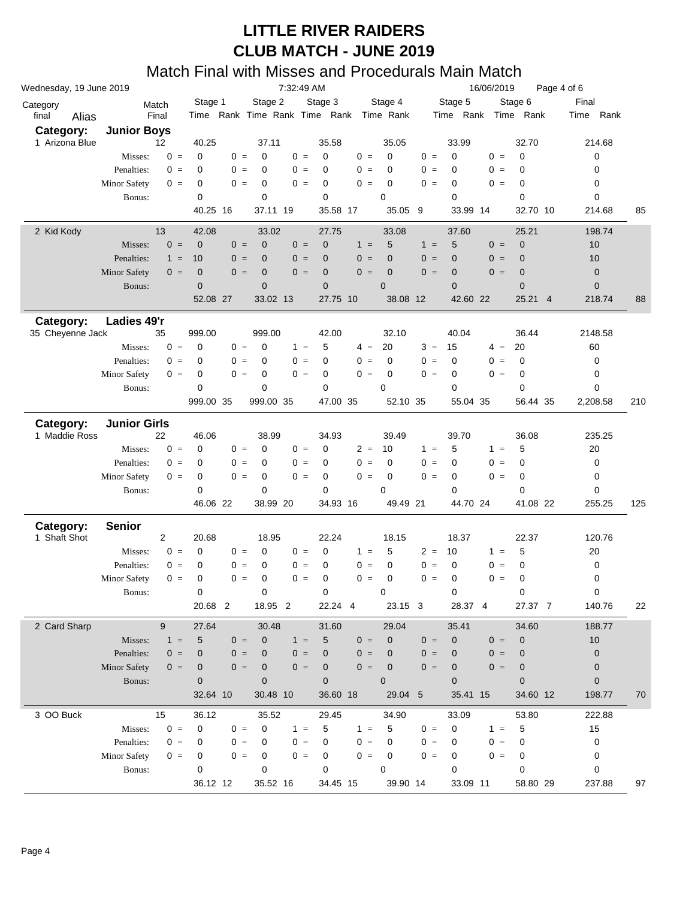# LITTLE RIVER RAIDERS
# CLUB MATCH - JUNE 2019

## Match Final with Misses and Procedurals Main Match

Wednesday, 19 June 2019 — 7:32:49 AM — 16/06/2019

| Category final Alias | | Match Final | Stage 1 Time | Rank | Stage 2 Time | Rank | Stage 3 Time | Rank | Stage 4 Time | Rank | Stage 5 Time | Rank | Stage 6 Time | Rank | Final Time | Rank |
|---|---|---|---|---|---|---|---|---|---|---|---|---|---|---|---|---|
| **Category: Junior Boys** | | | | | | | | | | | | | | | | |
| 1 Arizona Blue | | 12 | 40.25 | | 37.11 | | 35.58 | | 35.05 | | 33.99 | | 32.70 | | 214.68 | |
| | Misses: | 0 = | 0 | | 0 = 0 | | 0 = 0 | | 0 = 0 | | 0 = 0 | | 0 = 0 | | 0 | |
| | Penalties: | 0 = | 0 | | 0 = 0 | | 0 = 0 | | 0 = 0 | | 0 = 0 | | 0 = 0 | | 0 | |
| | Minor Safety | 0 = | 0 | | 0 = 0 | | 0 = 0 | | 0 = 0 | | 0 = 0 | | 0 = 0 | | 0 | |
| | Bonus: | | 0 | | 0 | | 0 | | 0 | | 0 | | 0 | | 0 | |
| | | | 40.25 | 16 | 37.11 | 19 | 35.58 | 17 | 35.05 | 9 | 33.99 | 14 | 32.70 | 10 | 214.68 | 85 |
| 2 Kid Kody | | 13 | 42.08 | | 33.02 | | 27.75 | | 33.08 | | 37.60 | | 25.21 | | 198.74 | |
| | Misses: | 0 = | 0 | | 0 = 0 | | 0 = 0 | | 1 = 5 | | 1 = 5 | | 0 = 0 | | 10 | |
| | Penalties: | 1 = | 10 | | 0 = 0 | | 0 = 0 | | 0 = 0 | | 0 = 0 | | 0 = 0 | | 10 | |
| | Minor Safety | 0 = | 0 | | 0 = 0 | | 0 = 0 | | 0 = 0 | | 0 = 0 | | 0 = 0 | | 0 | |
| | Bonus: | | 0 | | 0 | | 0 | | 0 | | 0 | | 0 | | 0 | |
| | | | 52.08 | 27 | 33.02 | 13 | 27.75 | 10 | 38.08 | 12 | 42.60 | 22 | 25.21 | 4 | 218.74 | 88 |
| **Category: Ladies 49'r** | | | | | | | | | | | | | | | | |
| 35 Cheyenne Jack | | 35 | 999.00 | | 999.00 | | 42.00 | | 32.10 | | 40.04 | | 36.44 | | 2148.58 | |
| | Misses: | 0 = | 0 | | 0 = 0 | | 1 = 5 | | 4 = 20 | | 3 = 15 | | 4 = 20 | | 60 | |
| | Penalties: | 0 = | 0 | | 0 = 0 | | 0 = 0 | | 0 = 0 | | 0 = 0 | | 0 = 0 | | 0 | |
| | Minor Safety | 0 = | 0 | | 0 = 0 | | 0 = 0 | | 0 = 0 | | 0 = 0 | | 0 = 0 | | 0 | |
| | Bonus: | | 0 | | 0 | | 0 | | 0 | | 0 | | 0 | | 0 | |
| | | | 999.00 | 35 | 999.00 | 35 | 47.00 | 35 | 52.10 | 35 | 55.04 | 35 | 56.44 | 35 | 2,208.58 | 210 |
| **Category: Junior Girls** | | | | | | | | | | | | | | | | |
| 1 Maddie Ross | | 22 | 46.06 | | 38.99 | | 34.93 | | 39.49 | | 39.70 | | 36.08 | | 235.25 | |
| | Misses: | 0 = | 0 | | 0 = 0 | | 0 = 0 | | 2 = 10 | | 1 = 5 | | 1 = 5 | | 20 | |
| | Penalties: | 0 = | 0 | | 0 = 0 | | 0 = 0 | | 0 = 0 | | 0 = 0 | | 0 = 0 | | 0 | |
| | Minor Safety | 0 = | 0 | | 0 = 0 | | 0 = 0 | | 0 = 0 | | 0 = 0 | | 0 = 0 | | 0 | |
| | Bonus: | | 0 | | 0 | | 0 | | 0 | | 0 | | 0 | | 0 | |
| | | | 46.06 | 22 | 38.99 | 20 | 34.93 | 16 | 49.49 | 21 | 44.70 | 24 | 41.08 | 22 | 255.25 | 125 |
| **Category: Senior** | | | | | | | | | | | | | | | | |
| 1 Shaft Shot | | 2 | 20.68 | | 18.95 | | 22.24 | | 18.15 | | 18.37 | | 22.37 | | 120.76 | |
| | Misses: | 0 = | 0 | | 0 = 0 | | 0 = 0 | | 1 = 5 | | 2 = 10 | | 1 = 5 | | 20 | |
| | Penalties: | 0 = | 0 | | 0 = 0 | | 0 = 0 | | 0 = 0 | | 0 = 0 | | 0 = 0 | | 0 | |
| | Minor Safety | 0 = | 0 | | 0 = 0 | | 0 = 0 | | 0 = 0 | | 0 = 0 | | 0 = 0 | | 0 | |
| | Bonus: | | 0 | | 0 | | 0 | | 0 | | 0 | | 0 | | 0 | |
| | | | 20.68 | 2 | 18.95 | 2 | 22.24 | 4 | 23.15 | 3 | 28.37 | 4 | 27.37 | 7 | 140.76 | 22 |
| 2 Card Sharp | | 9 | 27.64 | | 30.48 | | 31.60 | | 29.04 | | 35.41 | | 34.60 | | 188.77 | |
| | Misses: | 1 = | 5 | | 0 = 0 | | 1 = 5 | | 0 = 0 | | 0 = 0 | | 0 = 0 | | 10 | |
| | Penalties: | 0 = | 0 | | 0 = 0 | | 0 = 0 | | 0 = 0 | | 0 = 0 | | 0 = 0 | | 0 | |
| | Minor Safety | 0 = | 0 | | 0 = 0 | | 0 = 0 | | 0 = 0 | | 0 = 0 | | 0 = 0 | | 0 | |
| | Bonus: | | 0 | | 0 | | 0 | | 0 | | 0 | | 0 | | 0 | |
| | | | 32.64 | 10 | 30.48 | 10 | 36.60 | 18 | 29.04 | 5 | 35.41 | 15 | 34.60 | 12 | 198.77 | 70 |
| 3 OO Buck | | 15 | 36.12 | | 35.52 | | 29.45 | | 34.90 | | 33.09 | | 53.80 | | 222.88 | |
| | Misses: | 0 = | 0 | | 0 = 0 | | 1 = 5 | | 1 = 5 | | 0 = 0 | | 1 = 5 | | 15 | |
| | Penalties: | 0 = | 0 | | 0 = 0 | | 0 = 0 | | 0 = 0 | | 0 = 0 | | 0 = 0 | | 0 | |
| | Minor Safety | 0 = | 0 | | 0 = 0 | | 0 = 0 | | 0 = 0 | | 0 = 0 | | 0 = 0 | | 0 | |
| | Bonus: | | 0 | | 0 | | 0 | | 0 | | 0 | | 0 | | 0 | |
| | | | 36.12 | 12 | 35.52 | 16 | 34.45 | 15 | 39.90 | 14 | 33.09 | 11 | 58.80 | 29 | 237.88 | 97 |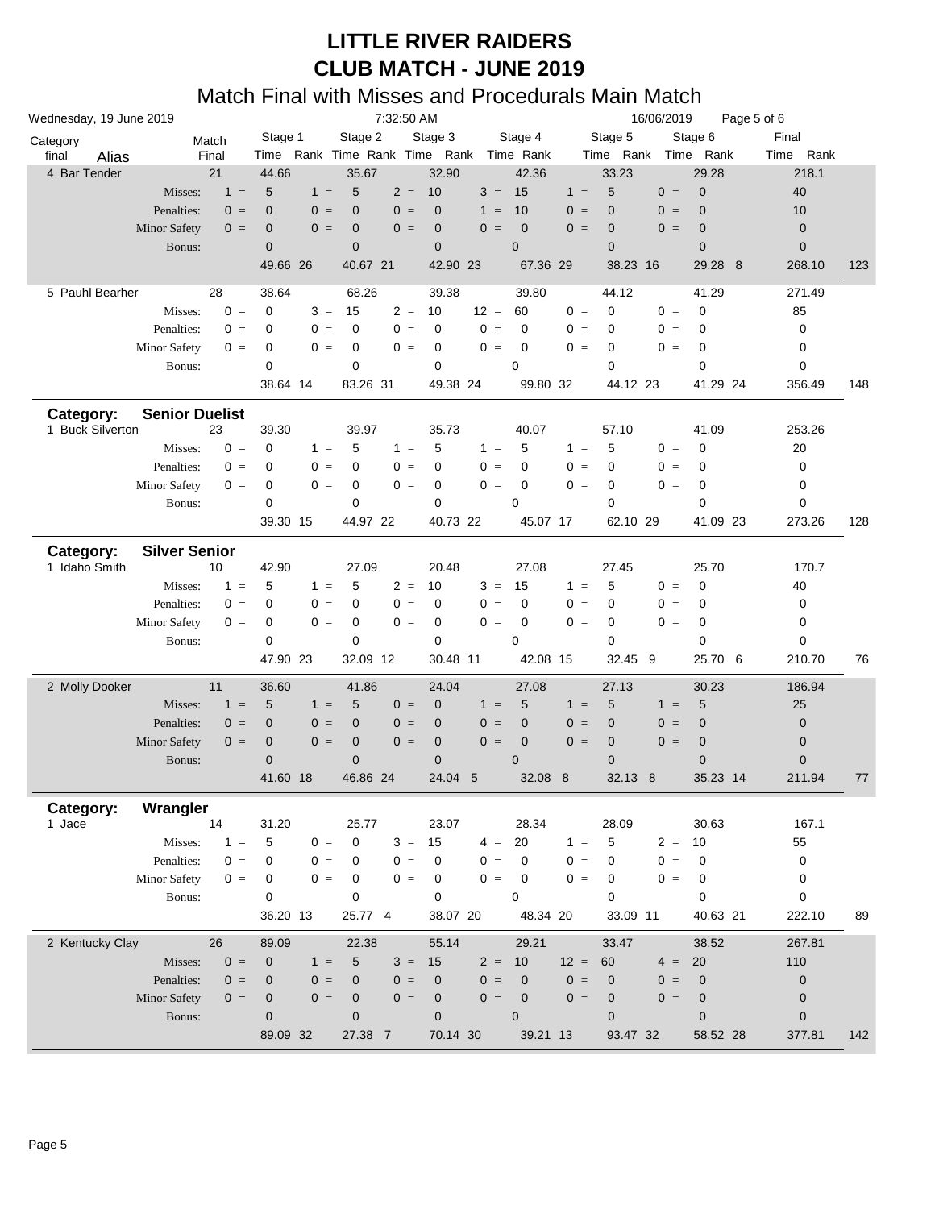# LITTLE RIVER RAIDERS
# CLUB MATCH - JUNE 2019
## Match Final with Misses and Procedurals Main Match

Wednesday, 19 June 2019 — 7:32:50 AM — 16/06/2019

| Category final | Alias | Match Final | Stage 1 Time | Rank | Stage 2 Time | Rank | Stage 3 Time | Rank | Stage 4 Time | Rank | Stage 5 Time | Rank | Stage 6 Time | Rank | Final Time | Rank |
|---|---|---|---|---|---|---|---|---|---|---|---|---|---|---|---|---|
| 4 | Bar Tender | 21 | 44.66 | | 35.67 | | 32.90 | | 42.36 | | 33.23 | | 29.28 | | 218.1 | |
| | Misses: | | 1 = 5 | | 1 = 5 | | 2 = 10 | | 3 = 15 | | 1 = 5 | | 0 = 0 | | 40 | |
| | Penalties: | | 0 = 0 | | 0 = 0 | | 0 = 0 | | 1 = 10 | | 0 = 0 | | 0 = 0 | | 10 | |
| | Minor Safety | | 0 = 0 | | 0 = 0 | | 0 = 0 | | 0 = 0 | | 0 = 0 | | 0 = 0 | | 0 | |
| | Bonus: | | 0 | | 0 | | 0 | | 0 | | 0 | | 0 | | 0 | |
| | | | 49.66 | 26 | 40.67 | 21 | 42.90 | 23 | 67.36 | 29 | 38.23 | 16 | 29.28 | 8 | 268.10 | 123 |
| 5 | Pauhl Bearher | 28 | 38.64 | | 68.26 | | 39.38 | | 39.80 | | 44.12 | | 41.29 | | 271.49 | |
| | Misses: | | 0 = 0 | | 3 = 15 | | 2 = 10 | | 12 = 60 | | 0 = 0 | | 0 = 0 | | 85 | |
| | Penalties: | | 0 = 0 | | 0 = 0 | | 0 = 0 | | 0 = 0 | | 0 = 0 | | 0 = 0 | | 0 | |
| | Minor Safety | | 0 = 0 | | 0 = 0 | | 0 = 0 | | 0 = 0 | | 0 = 0 | | 0 = 0 | | 0 | |
| | Bonus: | | 0 | | 0 | | 0 | | 0 | | 0 | | 0 | | 0 | |
| | | | 38.64 | 14 | 83.26 | 31 | 49.38 | 24 | 99.80 | 32 | 44.12 | 23 | 41.29 | 24 | 356.49 | 148 |
| **Category:** | **Senior Duelist** | | | | | | | | | | | | | | | |
| 1 | Buck Silverton | 23 | 39.30 | | 39.97 | | 35.73 | | 40.07 | | 57.10 | | 41.09 | | 253.26 | |
| | Misses: | | 0 = 0 | | 1 = 5 | | 1 = 5 | | 1 = 5 | | 1 = 5 | | 0 = 0 | | 20 | |
| | Penalties: | | 0 = 0 | | 0 = 0 | | 0 = 0 | | 0 = 0 | | 0 = 0 | | 0 = 0 | | 0 | |
| | Minor Safety | | 0 = 0 | | 0 = 0 | | 0 = 0 | | 0 = 0 | | 0 = 0 | | 0 = 0 | | 0 | |
| | Bonus: | | 0 | | 0 | | 0 | | 0 | | 0 | | 0 | | 0 | |
| | | | 39.30 | 15 | 44.97 | 22 | 40.73 | 22 | 45.07 | 17 | 62.10 | 29 | 41.09 | 23 | 273.26 | 128 |
| **Category:** | **Silver Senior** | | | | | | | | | | | | | | | |
| 1 | Idaho Smith | 10 | 42.90 | | 27.09 | | 20.48 | | 27.08 | | 27.45 | | 25.70 | | 170.7 | |
| | Misses: | | 1 = 5 | | 1 = 5 | | 2 = 10 | | 3 = 15 | | 1 = 5 | | 0 = 0 | | 40 | |
| | Penalties: | | 0 = 0 | | 0 = 0 | | 0 = 0 | | 0 = 0 | | 0 = 0 | | 0 = 0 | | 0 | |
| | Minor Safety | | 0 = 0 | | 0 = 0 | | 0 = 0 | | 0 = 0 | | 0 = 0 | | 0 = 0 | | 0 | |
| | Bonus: | | 0 | | 0 | | 0 | | 0 | | 0 | | 0 | | 0 | |
| | | | 47.90 | 23 | 32.09 | 12 | 30.48 | 11 | 42.08 | 15 | 32.45 | 9 | 25.70 | 6 | 210.70 | 76 |
| 2 | Molly Dooker | 11 | 36.60 | | 41.86 | | 24.04 | | 27.08 | | 27.13 | | 30.23 | | 186.94 | |
| | Misses: | | 1 = 5 | | 1 = 5 | | 0 = 0 | | 1 = 5 | | 1 = 5 | | 1 = 5 | | 25 | |
| | Penalties: | | 0 = 0 | | 0 = 0 | | 0 = 0 | | 0 = 0 | | 0 = 0 | | 0 = 0 | | 0 | |
| | Minor Safety | | 0 = 0 | | 0 = 0 | | 0 = 0 | | 0 = 0 | | 0 = 0 | | 0 = 0 | | 0 | |
| | Bonus: | | 0 | | 0 | | 0 | | 0 | | 0 | | 0 | | 0 | |
| | | | 41.60 | 18 | 46.86 | 24 | 24.04 | 5 | 32.08 | 8 | 32.13 | 8 | 35.23 | 14 | 211.94 | 77 |
| **Category:** | **Wrangler** | | | | | | | | | | | | | | | |
| 1 | Jace | 14 | 31.20 | | 25.77 | | 23.07 | | 28.34 | | 28.09 | | 30.63 | | 167.1 | |
| | Misses: | | 1 = 5 | | 0 = 0 | | 3 = 15 | | 4 = 20 | | 1 = 5 | | 2 = 10 | | 55 | |
| | Penalties: | | 0 = 0 | | 0 = 0 | | 0 = 0 | | 0 = 0 | | 0 = 0 | | 0 = 0 | | 0 | |
| | Minor Safety | | 0 = 0 | | 0 = 0 | | 0 = 0 | | 0 = 0 | | 0 = 0 | | 0 = 0 | | 0 | |
| | Bonus: | | 0 | | 0 | | 0 | | 0 | | 0 | | 0 | | 0 | |
| | | | 36.20 | 13 | 25.77 | 4 | 38.07 | 20 | 48.34 | 20 | 33.09 | 11 | 40.63 | 21 | 222.10 | 89 |
| 2 | Kentucky Clay | 26 | 89.09 | | 22.38 | | 55.14 | | 29.21 | | 33.47 | | 38.52 | | 267.81 | |
| | Misses: | | 0 = 0 | | 1 = 5 | | 3 = 15 | | 2 = 10 | | 12 = 60 | | 4 = 20 | | 110 | |
| | Penalties: | | 0 = 0 | | 0 = 0 | | 0 = 0 | | 0 = 0 | | 0 = 0 | | 0 = 0 | | 0 | |
| | Minor Safety | | 0 = 0 | | 0 = 0 | | 0 = 0 | | 0 = 0 | | 0 = 0 | | 0 = 0 | | 0 | |
| | Bonus: | | 0 | | 0 | | 0 | | 0 | | 0 | | 0 | | 0 | |
| | | | 89.09 | 32 | 27.38 | 7 | 70.14 | 30 | 39.21 | 13 | 93.47 | 32 | 58.52 | 28 | 377.81 | 142 |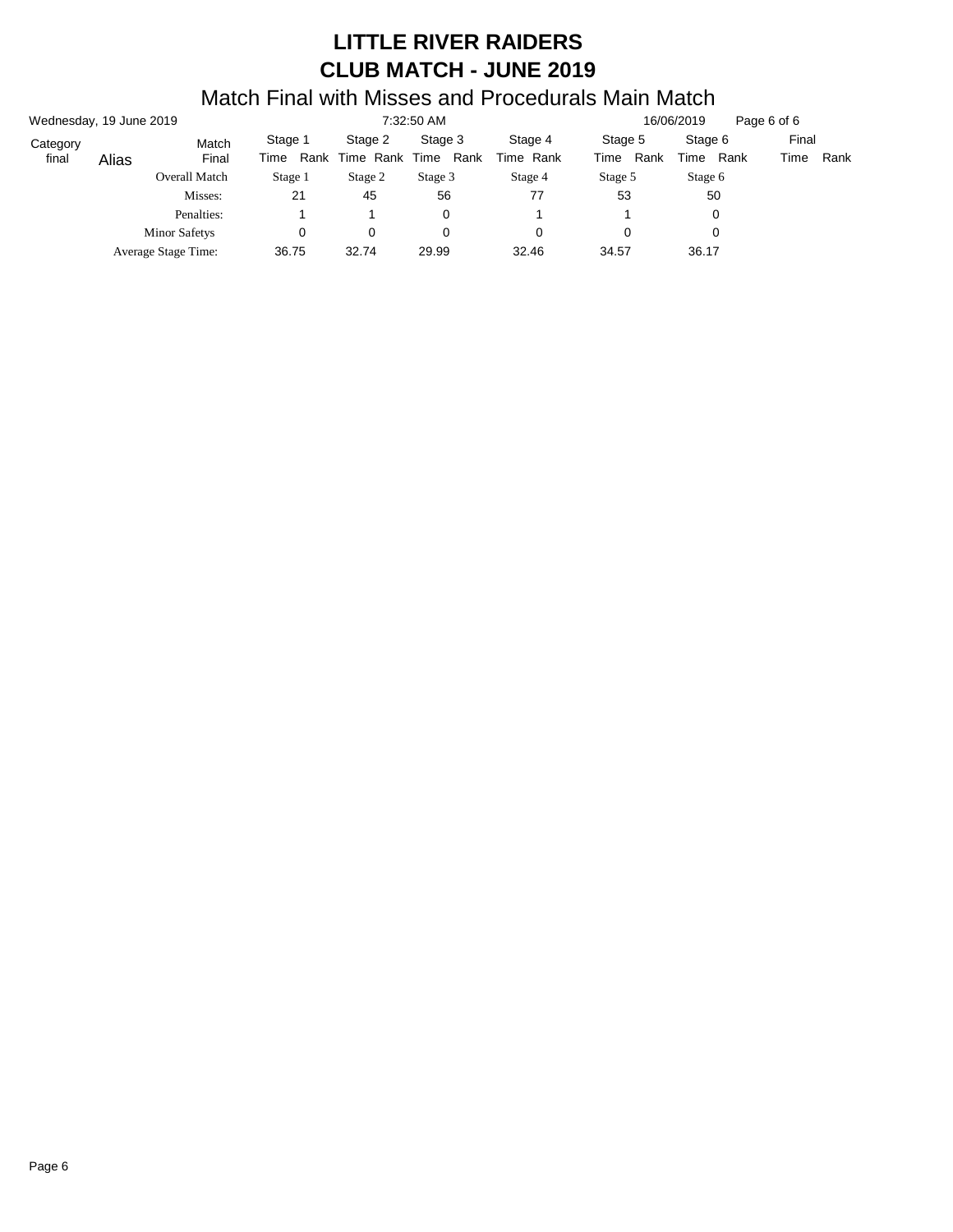# LITTLE RIVER RAIDERS
# CLUB MATCH - JUNE 2019
## Match Final with Misses and Procedurals Main Match

Wednesday, 19 June 2019 7:32:50 AM 16/06/2019

| Category final | Alias | Match Final | Stage 1 Time Rank | Stage 2 Time Rank | Stage 3 Time Rank | Stage 4 Time Rank | Stage 5 Time Rank | Stage 6 Time Rank | Final Time Rank |
|---|---|---|---|---|---|---|---|---|---|
| | | Overall Match | Stage 1 | Stage 2 | Stage 3 | Stage 4 | Stage 5 | Stage 6 | |
| | | Misses: | 21 | 45 | 56 | 77 | 53 | 50 | |
| | | Penalties: | 1 | 1 | 0 | 1 | 1 | 0 | |
| | | Minor Safetys | 0 | 0 | 0 | 0 | 0 | 0 | |
| | | Average Stage Time: | 36.75 | 32.74 | 29.99 | 32.46 | 34.57 | 36.17 | |